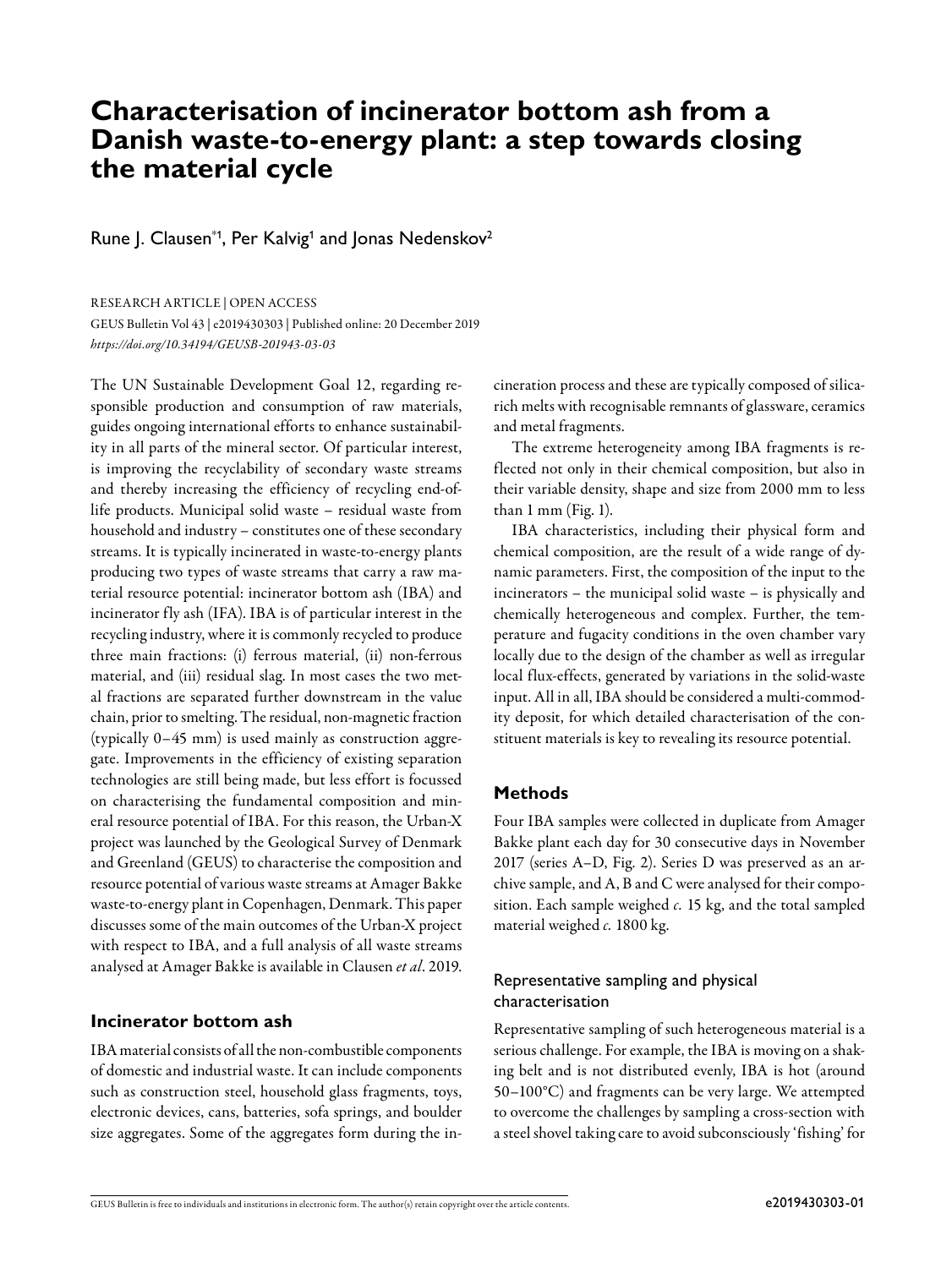# Characterisation of incinerator bottom ash from a Danish waste-to-energy plant: a step towards closing the material cycle

Rune J. Clausen*[1], Per Kalvig[1] and Jonas Nedenskov[2]

RESEARCH ARTICLE | OPEN ACCESS

GEUS Bulletin Vol 43 | e2019430303 | Published online: 20 December 2019

*https://doi.org/10.34194/GEUSB-201943-03-03*

The UN Sustainable Development Goal 12, regarding responsible production and consumption of raw materials, guides ongoing international efforts to enhance sustainability in all parts of the mineral sector. Of particular interest, is improving the recyclability of secondary waste streams and thereby increasing the efficiency of recycling end-of-life products. Municipal solid waste – residual waste from household and industry – constitutes one of these secondary streams. It is typically incinerated in waste-to-energy plants producing two types of waste streams that carry a raw material resource potential: incinerator bottom ash (IBA) and incinerator fly ash (IFA). IBA is of particular interest in the recycling industry, where it is commonly recycled to produce three main fractions: (i) ferrous material, (ii) non-ferrous material, and (iii) residual slag. In most cases the two metal fractions are separated further downstream in the value chain, prior to smelting. The residual, non-magnetic fraction (typically 0–45 mm) is used mainly as construction aggregate. Improvements in the efficiency of existing separation technologies are still being made, but less effort is focussed on characterising the fundamental composition and mineral resource potential of IBA. For this reason, the Urban-X project was launched by the Geological Survey of Denmark and Greenland (GEUS) to characterise the composition and resource potential of various waste streams at Amager Bakke waste-to-energy plant in Copenhagen, Denmark. This paper discusses some of the main outcomes of the Urban-X project with respect to IBA, and a full analysis of all waste streams analysed at Amager Bakke is available in Clausen *et al*. 2019.

## Incinerator bottom ash

IBA material consists of all the non-combustible components of domestic and industrial waste. It can include components such as construction steel, household glass fragments, toys, electronic devices, cans, batteries, sofa springs, and boulder size aggregates. Some of the aggregates form during the incineration process and these are typically composed of silica-rich melts with recognisable remnants of glassware, ceramics and metal fragments.

The extreme heterogeneity among IBA fragments is reflected not only in their chemical composition, but also in their variable density, shape and size from 2000 mm to less than 1 mm (Fig. 1).

IBA characteristics, including their physical form and chemical composition, are the result of a wide range of dynamic parameters. First, the composition of the input to the incinerators – the municipal solid waste – is physically and chemically heterogeneous and complex. Further, the temperature and fugacity conditions in the oven chamber vary locally due to the design of the chamber as well as irregular local flux-effects, generated by variations in the solid-waste input. All in all, IBA should be considered a multi-commodity deposit, for which detailed characterisation of the constituent materials is key to revealing its resource potential.

## Methods

Four IBA samples were collected in duplicate from Amager Bakke plant each day for 30 consecutive days in November 2017 (series A–D, Fig. 2). Series D was preserved as an archive sample, and A, B and C were analysed for their composition. Each sample weighed *c.* 15 kg, and the total sampled material weighed *c.* 1800 kg.

### Representative sampling and physical characterisation

Representative sampling of such heterogeneous material is a serious challenge. For example, the IBA is moving on a shaking belt and is not distributed evenly, IBA is hot (around 50–100°C) and fragments can be very large. We attempted to overcome the challenges by sampling a cross-section with a steel shovel taking care to avoid subconsciously 'fishing' for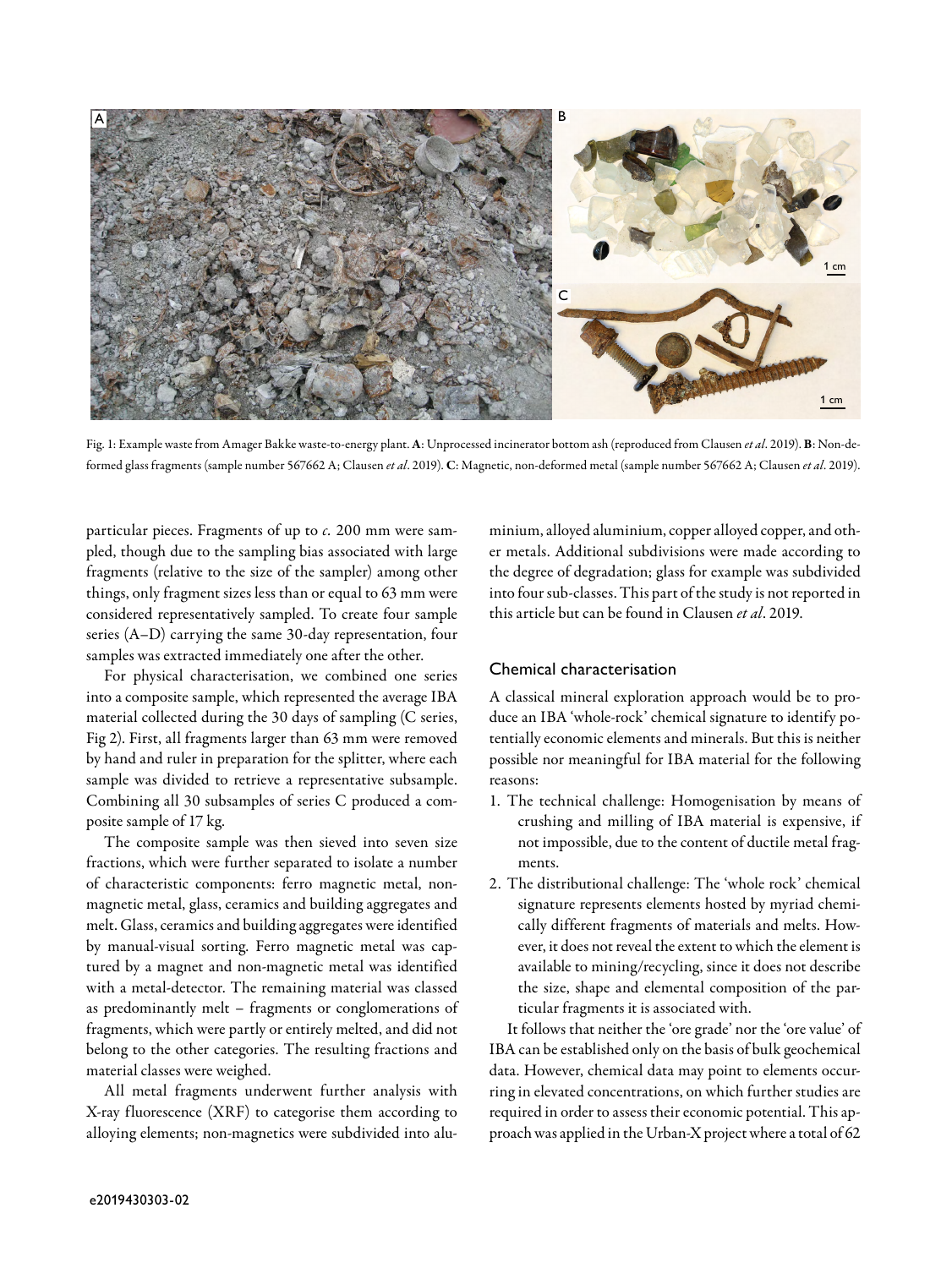Fig. 1: Example waste from Amager Bakke waste-to-energy plant. **A**: Unprocessed incinerator bottom ash (reproduced from Clausen *et al*. 2019). **B**: Non-deformed glass fragments (sample number 567662 A; Clausen *et al*. 2019). **C**: Magnetic, non-deformed metal (sample number 567662 A; Clausen *et al*. 2019).

particular pieces. Fragments of up to *c.* 200 mm were sampled, though due to the sampling bias associated with large fragments (relative to the size of the sampler) among other things, only fragment sizes less than or equal to 63 mm were considered representatively sampled. To create four sample series (A–D) carrying the same 30-day representation, four samples was extracted immediately one after the other.

For physical characterisation, we combined one series into a composite sample, which represented the average IBA material collected during the 30 days of sampling (C series, Fig 2). First, all fragments larger than 63 mm were removed by hand and ruler in preparation for the splitter, where each sample was divided to retrieve a representative subsample. Combining all 30 subsamples of series C produced a composite sample of 17 kg.

The composite sample was then sieved into seven size fractions, which were further separated to isolate a number of characteristic components: ferro magnetic metal, non-magnetic metal, glass, ceramics and building aggregates and melt. Glass, ceramics and building aggregates were identified by manual-visual sorting. Ferro magnetic metal was captured by a magnet and non-magnetic metal was identified with a metal-detector. The remaining material was classed as predominantly melt – fragments or conglomerations of fragments, which were partly or entirely melted, and did not belong to the other categories. The resulting fractions and material classes were weighed.

All metal fragments underwent further analysis with X-ray fluorescence (XRF) to categorise them according to alloying elements; non-magnetics were subdivided into aluminium, alloyed aluminium, copper alloyed copper, and other metals. Additional subdivisions were made according to the degree of degradation; glass for example was subdivided into four sub-classes. This part of the study is not reported in this article but can be found in Clausen *et al*. 2019.

## Chemical characterisation

A classical mineral exploration approach would be to produce an IBA 'whole-rock' chemical signature to identify potentially economic elements and minerals. But this is neither possible nor meaningful for IBA material for the following reasons:

1. The technical challenge: Homogenisation by means of crushing and milling of IBA material is expensive, if not impossible, due to the content of ductile metal fragments.
2. The distributional challenge: The 'whole rock' chemical signature represents elements hosted by myriad chemically different fragments of materials and melts. However, it does not reveal the extent to which the element is available to mining/recycling, since it does not describe the size, shape and elemental composition of the particular fragments it is associated with.

It follows that neither the 'ore grade' nor the 'ore value' of IBA can be established only on the basis of bulk geochemical data. However, chemical data may point to elements occurring in elevated concentrations, on which further studies are required in order to assess their economic potential. This approach was applied in the Urban-X project where a total of 62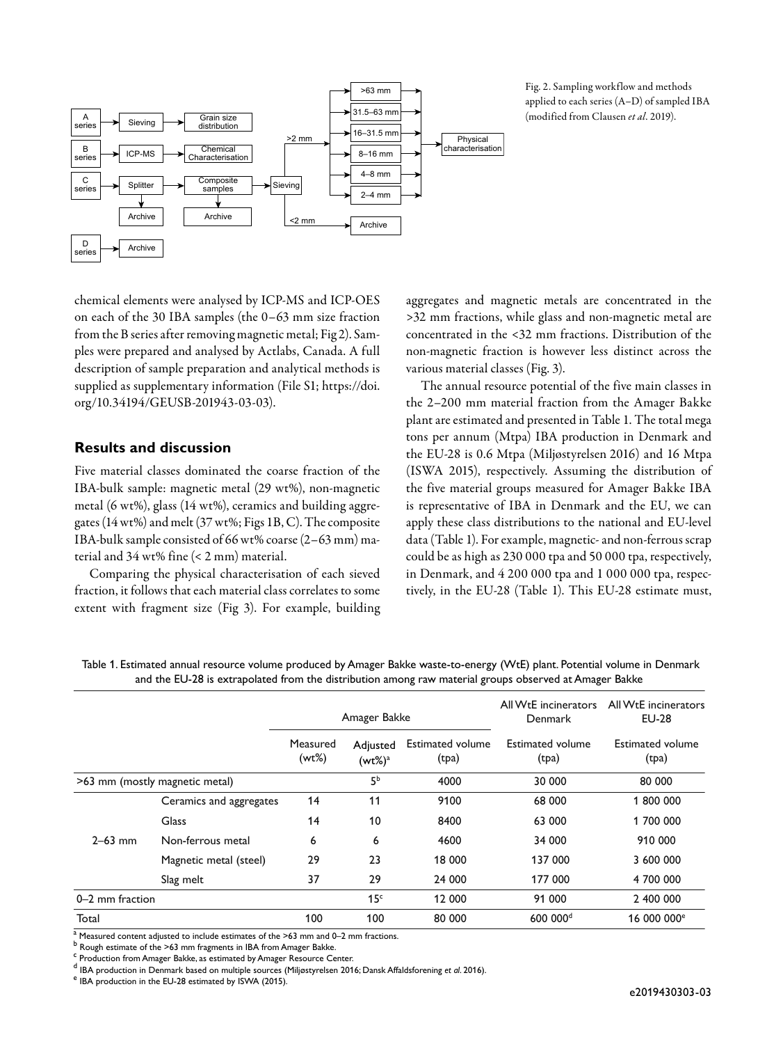Fig. 2. Sampling workflow and methods applied to each series (A–D) of sampled IBA (modified from Clausen *et al*. 2019).

chemical elements were analysed by ICP-MS and ICP-OES on each of the 30 IBA samples (the 0–63 mm size fraction from the B series after removing magnetic metal; Fig 2). Samples were prepared and analysed by Actlabs, Canada. A full description of sample preparation and analytical methods is supplied as supplementary information (File S1; https://doi.org/10.34194/GEUSB-201943-03-03).

## Results and discussion

Five material classes dominated the coarse fraction of the IBA-bulk sample: magnetic metal (29 wt%), non-magnetic metal (6 wt%), glass (14 wt%), ceramics and building aggregates (14 wt%) and melt (37 wt%; Figs 1B, C). The composite IBA-bulk sample consisted of 66 wt% coarse (2–63 mm) material and 34 wt% fine (< 2 mm) material.

Comparing the physical characterisation of each sieved fraction, it follows that each material class correlates to some extent with fragment size (Fig 3). For example, building aggregates and magnetic metals are concentrated in the >32 mm fractions, while glass and non-magnetic metal are concentrated in the <32 mm fractions. Distribution of the non-magnetic fraction is however less distinct across the various material classes (Fig. 3).

The annual resource potential of the five main classes in the 2–200 mm material fraction from the Amager Bakke plant are estimated and presented in Table 1. The total mega tons per annum (Mtpa) IBA production in Denmark and the EU-28 is 0.6 Mtpa (Miljøstyrelsen 2016) and 16 Mtpa (ISWA 2015), respectively. Assuming the distribution of the five material groups measured for Amager Bakke IBA is representative of IBA in Denmark and the EU, we can apply these class distributions to the national and EU-level data (Table 1). For example, magnetic- and non-ferrous scrap could be as high as 230 000 tpa and 50 000 tpa, respectively, in Denmark, and 4 200 000 tpa and 1 000 000 tpa, respectively, in the EU-28 (Table 1). This EU-28 estimate must,

Table 1. Estimated annual resource volume produced by Amager Bakke waste-to-energy (WtE) plant. Potential volume in Denmark and the EU-28 is extrapolated from the distribution among raw material groups observed at Amager Bakke

| | | Amager Bakke | | | All WtE incinerators Denmark | All WtE incinerators EU-28 |
|---|---|---|---|---|---|---|
| | | Measured (wt%) | Adjusted (wt%)[a] | Estimated volume (tpa) | Estimated volume (tpa) | Estimated volume (tpa) |
| >63 mm (mostly magnetic metal) | | | 5[b] | 4000 | 30 000 | 80 000 |
| 2–63 mm | Ceramics and aggregates | 14 | 11 | 9100 | 68 000 | 1 800 000 |
| | Glass | 14 | 10 | 8400 | 63 000 | 1 700 000 |
| | Non-ferrous metal | 6 | 6 | 4600 | 34 000 | 910 000 |
| | Magnetic metal (steel) | 29 | 23 | 18 000 | 137 000 | 3 600 000 |
| | Slag melt | 37 | 29 | 24 000 | 177 000 | 4 700 000 |
| 0–2 mm fraction | | | 15[c] | 12 000 | 91 000 | 2 400 000 |
| Total | | 100 | 100 | 80 000 | 600 000[d] | 16 000 000[e] |

[a] Measured content adjusted to include estimates of the >63 mm and 0–2 mm fractions.
[b] Rough estimate of the >63 mm fragments in IBA from Amager Bakke.
[c] Production from Amager Bakke, as estimated by Amager Resource Center.
[d] IBA production in Denmark based on multiple sources (Miljøstyrelsen 2016; Dansk Affaldsforening *et al*. 2016).
[e] IBA production in the EU-28 estimated by ISWA (2015).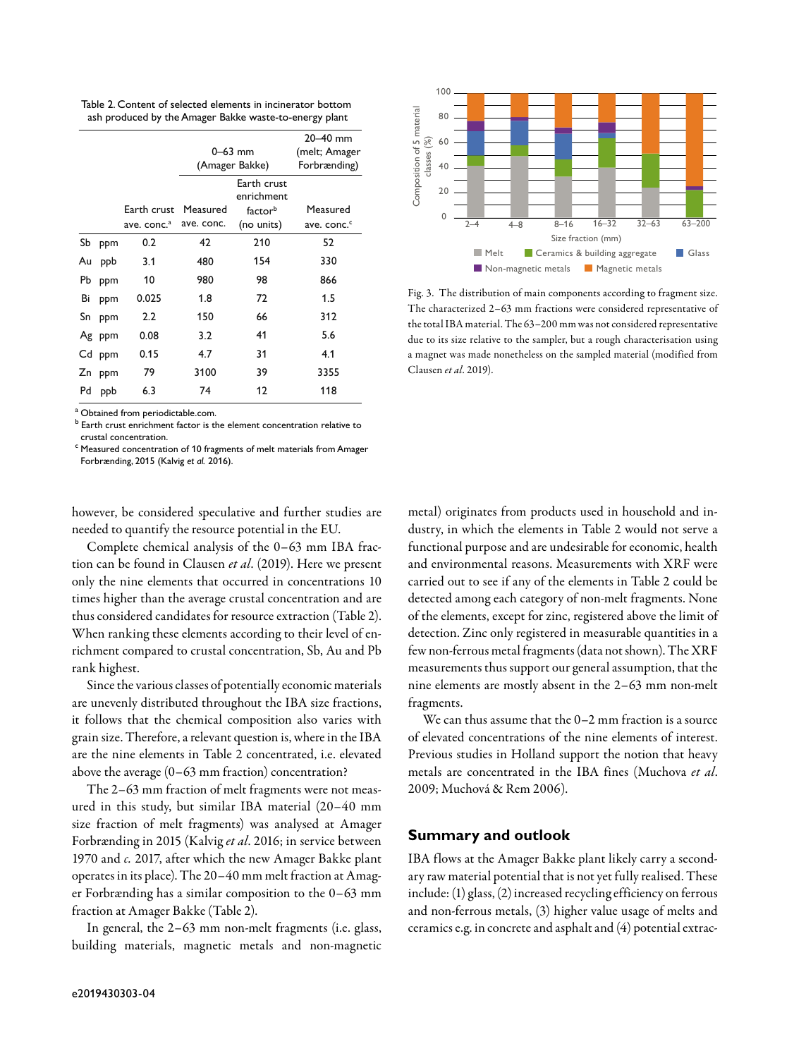Table 2. Content of selected elements in incinerator bottom ash produced by the Amager Bakke waste-to-energy plant

| | | | 0–63 mm (Amager Bakke) | | 20–40 mm (melt; Amager Forbrænding) |
|---|---|---|---|---|---|
| | | Earth crust ave. conc.[a] | Measured ave. conc. | Earth crust enrichment factor[b] (no units) | Measured ave. conc.[c] |
| Sb | ppm | 0.2 | 42 | 210 | 52 |
| Au | ppb | 3.1 | 480 | 154 | 330 |
| Pb | ppm | 10 | 980 | 98 | 866 |
| Bi | ppm | 0.025 | 1.8 | 72 | 1.5 |
| Sn | ppm | 2.2 | 150 | 66 | 312 |
| Ag | ppm | 0.08 | 3.2 | 41 | 5.6 |
| Cd | ppm | 0.15 | 4.7 | 31 | 4.1 |
| Zn | ppm | 79 | 3100 | 39 | 3355 |
| Pd | ppb | 6.3 | 74 | 12 | 118 |

[a] Obtained from periodictable.com.
[b] Earth crust enrichment factor is the element concentration relative to crustal concentration.
[c] Measured concentration of 10 fragments of melt materials from Amager Forbrænding, 2015 (Kalvig *et al.* 2016).

Fig. 3. The distribution of main components according to fragment size. The characterized 2–63 mm fractions were considered representative of the total IBA material. The 63–200 mm was not considered representative due to its size relative to the sampler, but a rough characterisation using a magnet was made nonetheless on the sampled material (modified from Clausen *et al*. 2019).

however, be considered speculative and further studies are needed to quantify the resource potential in the EU.

Complete chemical analysis of the 0–63 mm IBA fraction can be found in Clausen *et al*. (2019). Here we present only the nine elements that occurred in concentrations 10 times higher than the average crustal concentration and are thus considered candidates for resource extraction (Table 2). When ranking these elements according to their level of enrichment compared to crustal concentration, Sb, Au and Pb rank highest.

Since the various classes of potentially economic materials are unevenly distributed throughout the IBA size fractions, it follows that the chemical composition also varies with grain size. Therefore, a relevant question is, where in the IBA are the nine elements in Table 2 concentrated, i.e. elevated above the average (0–63 mm fraction) concentration?

The 2–63 mm fraction of melt fragments were not measured in this study, but similar IBA material (20–40 mm size fraction of melt fragments) was analysed at Amager Forbrænding in 2015 (Kalvig *et al*. 2016; in service between 1970 and *c.* 2017, after which the new Amager Bakke plant operates in its place). The 20–40 mm melt fraction at Amager Forbrænding has a similar composition to the 0–63 mm fraction at Amager Bakke (Table 2).

In general, the 2–63 mm non-melt fragments (i.e. glass, building materials, magnetic metals and non-magnetic metal) originates from products used in household and industry, in which the elements in Table 2 would not serve a functional purpose and are undesirable for economic, health and environmental reasons. Measurements with XRF were carried out to see if any of the elements in Table 2 could be detected among each category of non-melt fragments. None of the elements, except for zinc, registered above the limit of detection. Zinc only registered in measurable quantities in a few non-ferrous metal fragments (data not shown). The XRF measurements thus support our general assumption, that the nine elements are mostly absent in the 2–63 mm non-melt fragments.

We can thus assume that the 0–2 mm fraction is a source of elevated concentrations of the nine elements of interest. Previous studies in Holland support the notion that heavy metals are concentrated in the IBA fines (Muchova *et al*. 2009; Muchová & Rem 2006).

## Summary and outlook

IBA flows at the Amager Bakke plant likely carry a secondary raw material potential that is not yet fully realised. These include: (1) glass, (2) increased recycling efficiency on ferrous and non-ferrous metals, (3) higher value usage of melts and ceramics e.g. in concrete and asphalt and (4) potential extrac-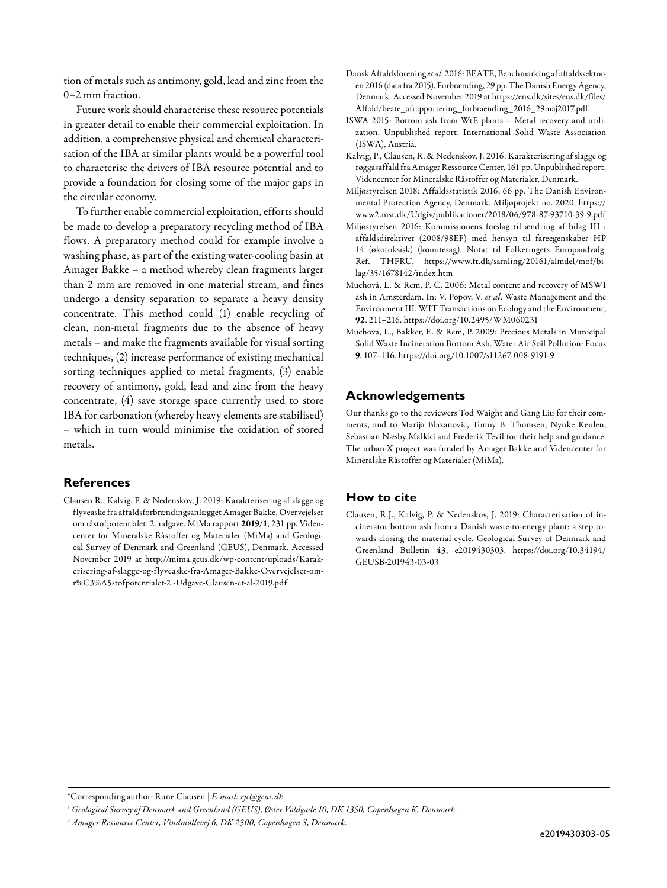tion of metals such as antimony, gold, lead and zinc from the 0–2 mm fraction.

Future work should characterise these resource potentials in greater detail to enable their commercial exploitation. In addition, a comprehensive physical and chemical characterisation of the IBA at similar plants would be a powerful tool to characterise the drivers of IBA resource potential and to provide a foundation for closing some of the major gaps in the circular economy.

To further enable commercial exploitation, efforts should be made to develop a preparatory recycling method of IBA flows. A preparatory method could for example involve a washing phase, as part of the existing water-cooling basin at Amager Bakke – a method whereby clean fragments larger than 2 mm are removed in one material stream, and fines undergo a density separation to separate a heavy density concentrate. This method could (1) enable recycling of clean, non-metal fragments due to the absence of heavy metals – and make the fragments available for visual sorting techniques, (2) increase performance of existing mechanical sorting techniques applied to metal fragments, (3) enable recovery of antimony, gold, lead and zinc from the heavy concentrate, (4) save storage space currently used to store IBA for carbonation (whereby heavy elements are stabilised) – which in turn would minimise the oxidation of stored metals.

## References

Clausen R., Kalvig, P. & Nedenskov, J. 2019: Karakterisering af slagge og flyveaske fra affaldsforbrændingsanlægget Amager Bakke. Overvejelser om råstofpotentialet. 2. udgave. MiMa rapport **2019/1**, 231 pp. Videncenter for Mineralske Råstoffer og Materialer (MiMa) and Geological Survey of Denmark and Greenland (GEUS), Denmark. Accessed November 2019 at http://mima.geus.dk/wp-content/uploads/Karakerisering-af-slagge-og-flyveaske-fra-Amager-Bakke-Overvejelser-om-r%C3%A5stofpotentialet-2.-Udgave-Clausen-et-al-2019.pdf

Dansk Affaldsforening *et al*. 2016: BEATE, Benchmarking af affaldssektoren 2016 (data fra 2015), Forbrænding, 29 pp. The Danish Energy Agency, Denmark. Accessed November 2019 at https://ens.dk/sites/ens.dk/files/Affald/beate_afrapportering_forbraending_2016_29maj2017.pdf

ISWA 2015: Bottom ash from WtE plants – Metal recovery and utilization. Unpublished report, International Solid Waste Association (ISWA), Austria.

Kalvig, P., Clausen, R. & Nedenskov, J. 2016: Karakterisering af slagge og røggasaffald fra Amager Ressource Center, 161 pp. Unpublished report. Videncenter for Mineralske Råstoffer og Materialer, Denmark.

Miljøstyrelsen 2018: Affaldsstatistik 2016, 66 pp. The Danish Environmental Protection Agency, Denmark. Miljøprojekt no. 2020. https://www2.mst.dk/Udgiv/publikationer/2018/06/978-87-93710-39-9.pdf

Miljøstyrelsen 2016: Kommissionens forslag til ændring af bilag III i affaldsdirektivet (2008/98EF) med hensyn til fareegenskaber HP 14 (økotoksisk) (komitesag). Notat til Folketingets Europaudvalg. Ref. THFRU. https://www.ft.dk/samling/20161/almdel/mof/bilag/35/1678142/index.htm

Muchová, L. & Rem, P. C. 2006: Metal content and recovery of MSWI ash in Amsterdam. In: V. Popov, V. *et al*. Waste Management and the Environment III. WIT Transactions on Ecology and the Environment, **92**. 211–216. https://doi.org/10.2495/WM060231

Muchova, L., Bakker, E. & Rem, P. 2009: Precious Metals in Municipal Solid Waste Incineration Bottom Ash. Water Air Soil Pollution: Focus **9**, 107–116. https://doi.org/10.1007/s11267-008-9191-9

## Acknowledgements

Our thanks go to the reviewers Tod Waight and Gang Liu for their comments, and to Marija Blazanovic, Tonny B. Thomsen, Nynke Keulen, Sebastian Næsby Malkki and Frederik Tevil for their help and guidance. The urban-X project was funded by Amager Bakke and Videncenter for Mineralske Råstoffer og Materialer (MiMa).

## How to cite

Clausen, R.J., Kalvig, P. & Nedenskov, J. 2019: Characterisation of incinerator bottom ash from a Danish waste-to-energy plant: a step towards closing the material cycle. Geological Survey of Denmark and Greenland Bulletin **43**, e2019430303. https://doi.org/10.34194/GEUSB-201943-03-03

*Corresponding author: Rune Clausen | *E-mail: rjc@geus.dk*

[1] *Geological Survey of Denmark and Greenland (GEUS), Øster Voldgade 10, DK-1350, Copenhagen K, Denmark.*

[2] *Amager Ressource Center, Vindmøllevej 6, DK-2300, Copenhagen S, Denmark.*